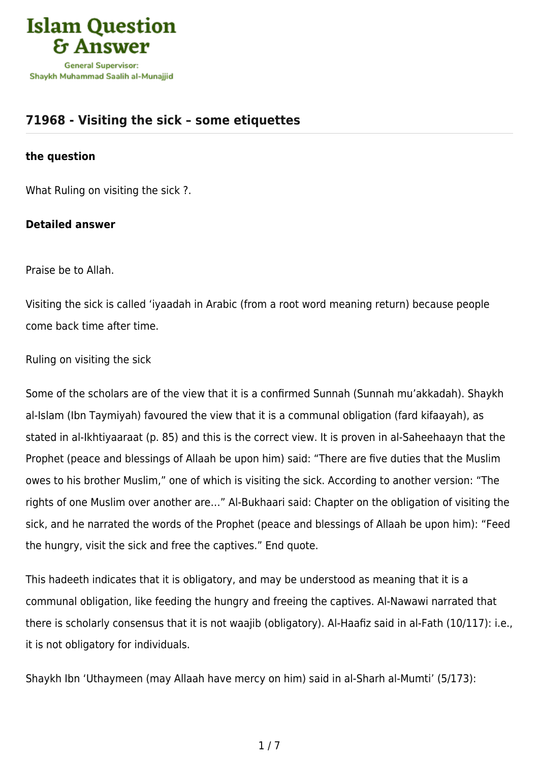# 71968 - Visiting the sick – some etiquettes

### the question

What Ruling on visiting the sick ?.

### Detailed answer

Praise be to Allah.

Visiting the sick is called 'iyaadah in Arabic (from a root word meaning return) because people come back time after time.

Ruling on visiting the sick

Some of the scholars are of the view that it is a confirmed Sunnah (Sunnah mu'akkadah). Shaykh al-Islam (Ibn Taymiyah) favoured the view that it is a communal obligation (fard kifaayah), as stated in al-Ikhtiyaaraat (p. 85) and this is the correct view. It is proven in al-Saheehaayn that the Prophet (peace and blessings of Allaah be upon him) said: "There are five duties that the Muslim owes to his brother Muslim," one of which is visiting the sick. According to another version: "The rights of one Muslim over another are…" Al-Bukhaari said: Chapter on the obligation of visiting the sick, and he narrated the words of the Prophet (peace and blessings of Allaah be upon him): "Feed the hungry, visit the sick and free the captives." End quote.

This hadeeth indicates that it is obligatory, and may be understood as meaning that it is a communal obligation, like feeding the hungry and freeing the captives. Al-Nawawi narrated that there is scholarly consensus that it is not waajib (obligatory). Al-Haafiz said in al-Fath (10/117): i.e., it is not obligatory for individuals.

Shaykh Ibn 'Uthaymeen (may Allaah have mercy on him) said in al-Sharh al-Mumti' (5/173):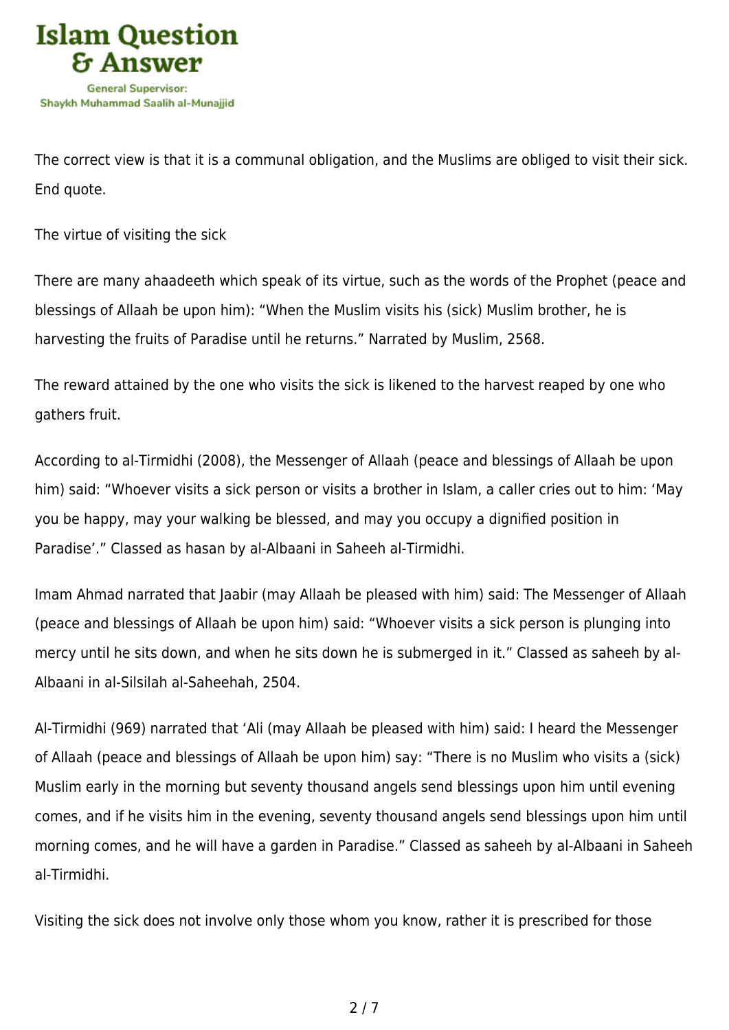The correct view is that it is a communal obligation, and the Muslims are obliged to visit their sick. End quote.

## The virtue of visiting the sick

There are many ahaadeeth which speak of its virtue, such as the words of the Prophet (peace and blessings of Allaah be upon him): "When the Muslim visits his (sick) Muslim brother, he is harvesting the fruits of Paradise until he returns." Narrated by Muslim, 2568.

The reward attained by the one who visits the sick is likened to the harvest reaped by one who gathers fruit.

According to al-Tirmidhi (2008), the Messenger of Allaah (peace and blessings of Allaah be upon him) said: "Whoever visits a sick person or visits a brother in Islam, a caller cries out to him: 'May you be happy, may your walking be blessed, and may you occupy a dignified position in Paradise'." Classed as hasan by al-Albaani in Saheeh al-Tirmidhi.

Imam Ahmad narrated that Jaabir (may Allaah be pleased with him) said: The Messenger of Allaah (peace and blessings of Allaah be upon him) said: "Whoever visits a sick person is plunging into mercy until he sits down, and when he sits down he is submerged in it." Classed as saheeh by al-Albaani in al-Silsilah al-Saheehah, 2504.

Al-Tirmidhi (969) narrated that 'Ali (may Allaah be pleased with him) said: I heard the Messenger of Allaah (peace and blessings of Allaah be upon him) say: "There is no Muslim who visits a (sick) Muslim early in the morning but seventy thousand angels send blessings upon him until evening comes, and if he visits him in the evening, seventy thousand angels send blessings upon him until morning comes, and he will have a garden in Paradise." Classed as saheeh by al-Albaani in Saheeh al-Tirmidhi.

Visiting the sick does not involve only those whom you know, rather it is prescribed for those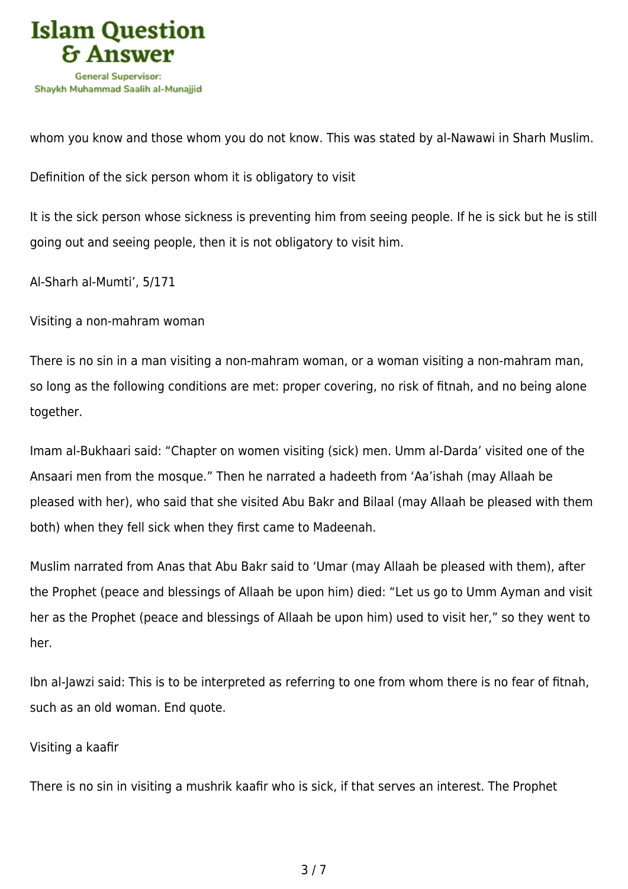whom you know and those whom you do not know. This was stated by al-Nawawi in Sharh Muslim.

## Definition of the sick person whom it is obligatory to visit

It is the sick person whose sickness is preventing him from seeing people. If he is sick but he is still going out and seeing people, then it is not obligatory to visit him.

Al-Sharh al-Mumti', 5/171

## Visiting a non-mahram woman

There is no sin in a man visiting a non-mahram woman, or a woman visiting a non-mahram man, so long as the following conditions are met: proper covering, no risk of fitnah, and no being alone together.

Imam al-Bukhaari said: "Chapter on women visiting (sick) men. Umm al-Darda' visited one of the Ansaari men from the mosque." Then he narrated a hadeeth from 'Aa'ishah (may Allaah be pleased with her), who said that she visited Abu Bakr and Bilaal (may Allaah be pleased with them both) when they fell sick when they first came to Madeenah.

Muslim narrated from Anas that Abu Bakr said to 'Umar (may Allaah be pleased with them), after the Prophet (peace and blessings of Allaah be upon him) died: "Let us go to Umm Ayman and visit her as the Prophet (peace and blessings of Allaah be upon him) used to visit her," so they went to her.

Ibn al-Jawzi said: This is to be interpreted as referring to one from whom there is no fear of fitnah, such as an old woman. End quote.

## Visiting a kaafir

There is no sin in visiting a mushrik kaafir who is sick, if that serves an interest. The Prophet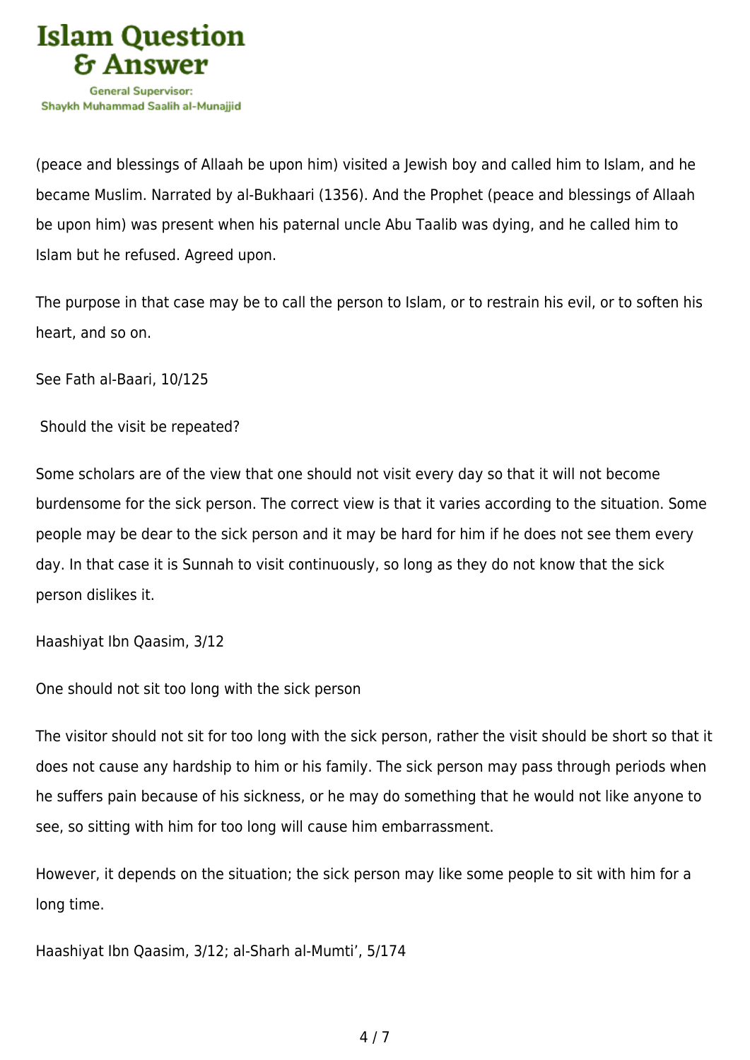(peace and blessings of Allaah be upon him) visited a Jewish boy and called him to Islam, and he became Muslim. Narrated by al-Bukhaari (1356). And the Prophet (peace and blessings of Allaah be upon him) was present when his paternal uncle Abu Taalib was dying, and he called him to Islam but he refused. Agreed upon.

The purpose in that case may be to call the person to Islam, or to restrain his evil, or to soften his heart, and so on.

See Fath al-Baari, 10/125

Should the visit be repeated?

Some scholars are of the view that one should not visit every day so that it will not become burdensome for the sick person. The correct view is that it varies according to the situation. Some people may be dear to the sick person and it may be hard for him if he does not see them every day. In that case it is Sunnah to visit continuously, so long as they do not know that the sick person dislikes it.

Haashiyat Ibn Qaasim, 3/12

One should not sit too long with the sick person

The visitor should not sit for too long with the sick person, rather the visit should be short so that it does not cause any hardship to him or his family. The sick person may pass through periods when he suffers pain because of his sickness, or he may do something that he would not like anyone to see, so sitting with him for too long will cause him embarrassment.

However, it depends on the situation; the sick person may like some people to sit with him for a long time.

Haashiyat Ibn Qaasim, 3/12; al-Sharh al-Mumti', 5/174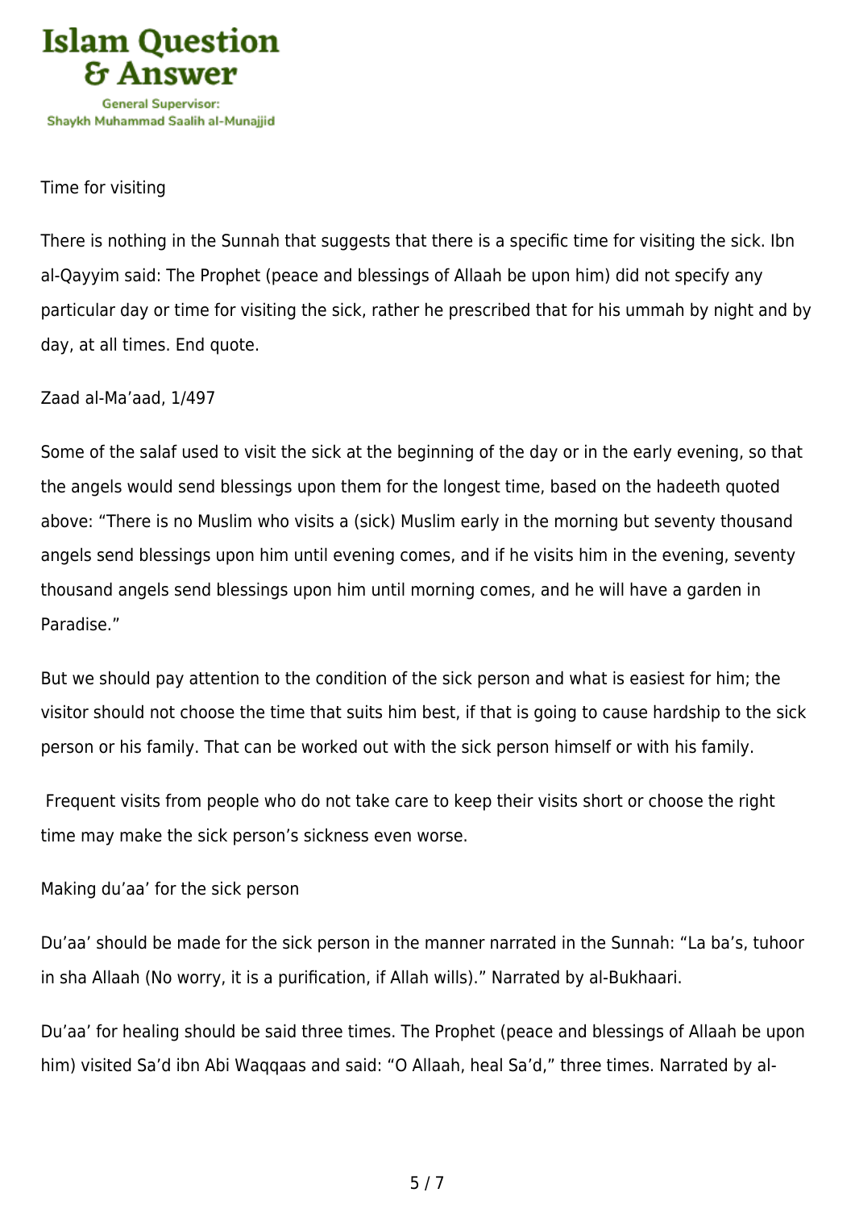## Time for visiting

There is nothing in the Sunnah that suggests that there is a specific time for visiting the sick. Ibn al-Qayyim said: The Prophet (peace and blessings of Allaah be upon him) did not specify any particular day or time for visiting the sick, rather he prescribed that for his ummah by night and by day, at all times. End quote.

Zaad al-Ma'aad, 1/497

Some of the salaf used to visit the sick at the beginning of the day or in the early evening, so that the angels would send blessings upon them for the longest time, based on the hadeeth quoted above: "There is no Muslim who visits a (sick) Muslim early in the morning but seventy thousand angels send blessings upon him until evening comes, and if he visits him in the evening, seventy thousand angels send blessings upon him until morning comes, and he will have a garden in Paradise."

But we should pay attention to the condition of the sick person and what is easiest for him; the visitor should not choose the time that suits him best, if that is going to cause hardship to the sick person or his family. That can be worked out with the sick person himself or with his family.

Frequent visits from people who do not take care to keep their visits short or choose the right time may make the sick person's sickness even worse.

## Making du'aa' for the sick person

Du'aa' should be made for the sick person in the manner narrated in the Sunnah: "La ba's, tuhoor in sha Allaah (No worry, it is a purification, if Allah wills)." Narrated by al-Bukhaari.

Du'aa' for healing should be said three times. The Prophet (peace and blessings of Allaah be upon him) visited Sa'd ibn Abi Waqqaas and said: "O Allaah, heal Sa'd," three times. Narrated by al-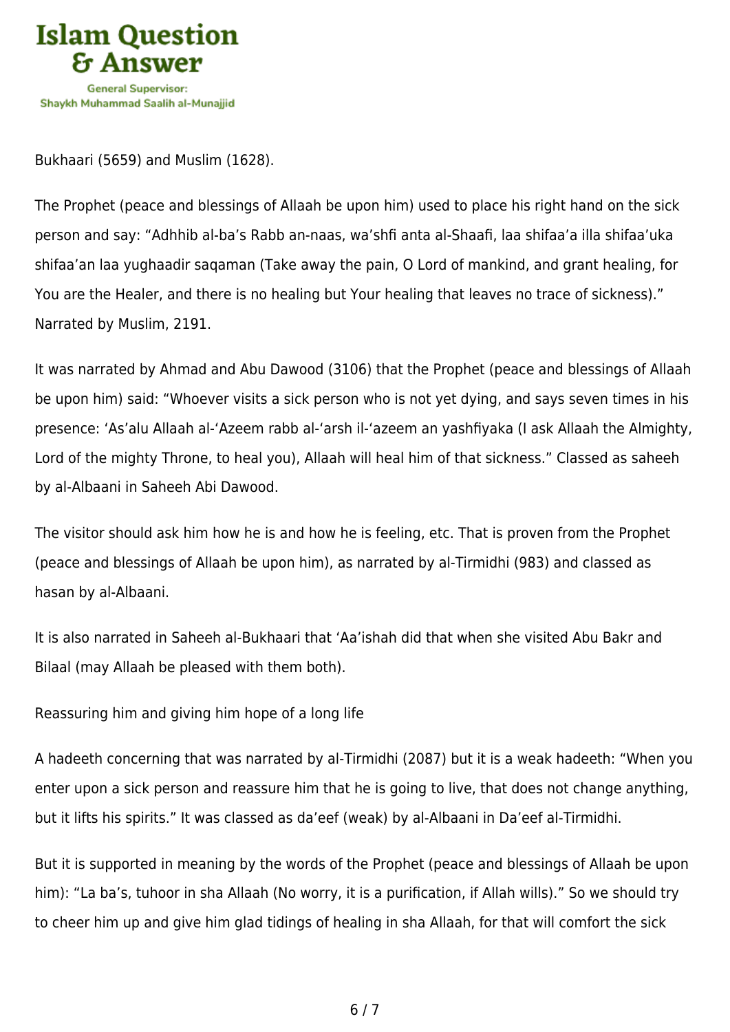Bukhaari (5659) and Muslim (1628).

The Prophet (peace and blessings of Allaah be upon him) used to place his right hand on the sick person and say: “Adhhib al-ba’s Rabb an-naas, wa’shfi anta al-Shaafi, laa shifaa’a illa shifaa’uka shifaa’an laa yughaadir saqaman (Take away the pain, O Lord of mankind, and grant healing, for You are the Healer, and there is no healing but Your healing that leaves no trace of sickness).” Narrated by Muslim, 2191.

It was narrated by Ahmad and Abu Dawood (3106) that the Prophet (peace and blessings of Allaah be upon him) said: “Whoever visits a sick person who is not yet dying, and says seven times in his presence: ‘As’alu Allaah al-‘Azeem rabb al-‘arsh il-‘azeem an yashfiyaka (I ask Allaah the Almighty, Lord of the mighty Throne, to heal you), Allaah will heal him of that sickness.” Classed as saheeh by al-Albaani in Saheeh Abi Dawood.

The visitor should ask him how he is and how he is feeling, etc. That is proven from the Prophet (peace and blessings of Allaah be upon him), as narrated by al-Tirmidhi (983) and classed as hasan by al-Albaani.

It is also narrated in Saheeh al-Bukhaari that ‘Aa’ishah did that when she visited Abu Bakr and Bilaal (may Allaah be pleased with them both).

Reassuring him and giving him hope of a long life

A hadeeth concerning that was narrated by al-Tirmidhi (2087) but it is a weak hadeeth: “When you enter upon a sick person and reassure him that he is going to live, that does not change anything, but it lifts his spirits.” It was classed as da’eef (weak) by al-Albaani in Da’eef al-Tirmidhi.

But it is supported in meaning by the words of the Prophet (peace and blessings of Allaah be upon him): “La ba’s, tuhoor in sha Allaah (No worry, it is a purification, if Allah wills).” So we should try to cheer him up and give him glad tidings of healing in sha Allaah, for that will comfort the sick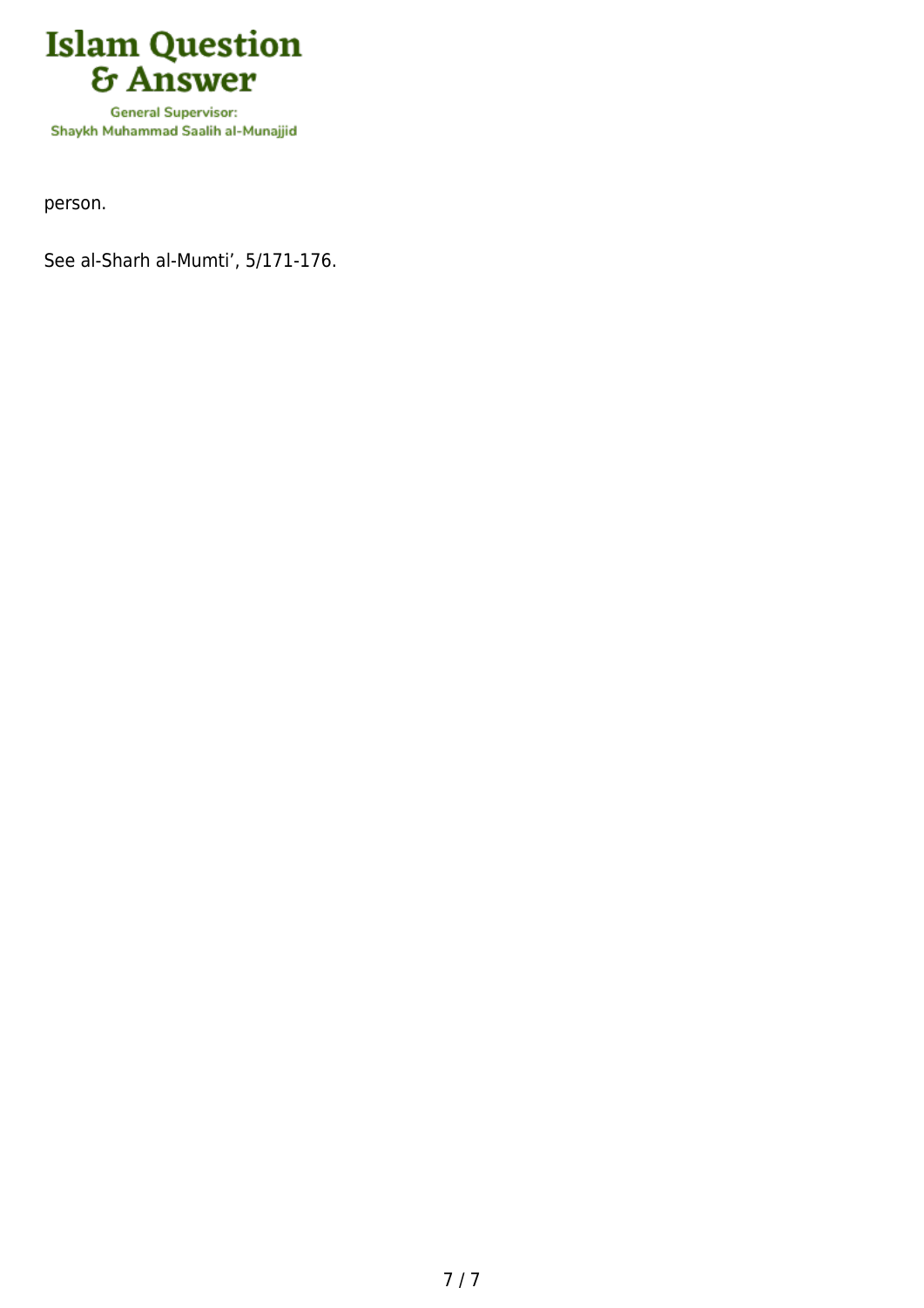person.

See al-Sharh al-Mumti’, 5/171-176.